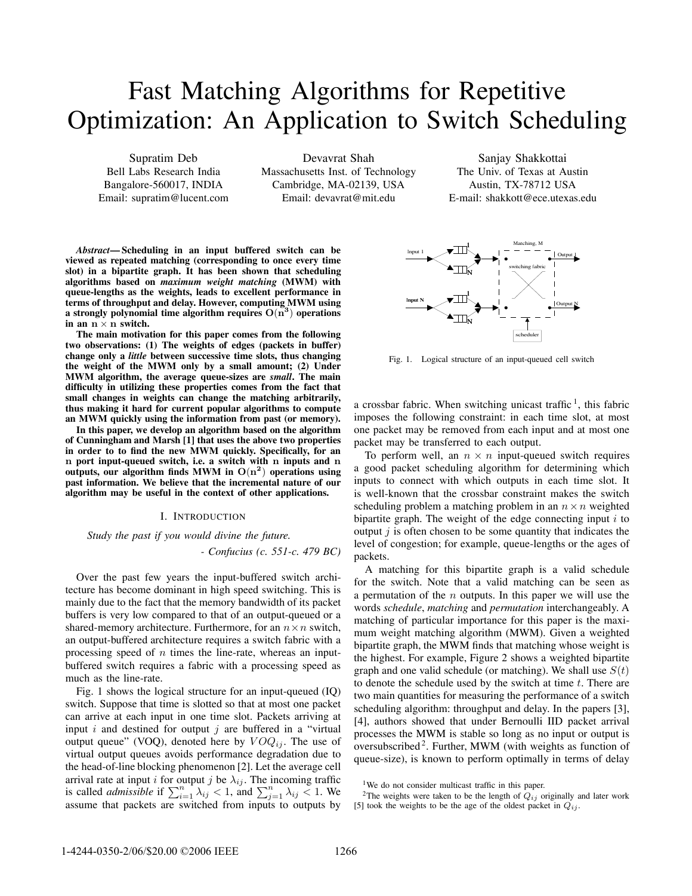# Fast Matching Algorithms for Repetitive Optimization: An Application to Switch Scheduling

Supratim Deb
Bell Labs Research India
Bangalore-560017, INDIA
Email: supratim@lucent.com

Devavrat Shah
Massachusetts Inst. of Technology
Cambridge, MA-02139, USA
Email: devavrat@mit.edu

Sanjay Shakkottai
The Univ. of Texas at Austin
Austin, TX-78712 USA
E-mail: shakkott@ece.utexas.edu

***Abstract*— Scheduling in an input buffered switch can be viewed as repeated matching (corresponding to once every time slot) in a bipartite graph. It has been shown that scheduling algorithms based on *maximum weight matching* (MWM) with queue-lengths as the weights, leads to excellent performance in terms of throughput and delay. However, computing MWM using a strongly polynomial time algorithm requires $O(n^3)$ operations in an $n \times n$ switch.**

**The main motivation for this paper comes from the following two observations: (1) The weights of edges (packets in buffer) change only a *little* between successive time slots, thus changing the weight of the MWM only by a small amount; (2) Under MWM algorithm, the average queue-sizes are *small*. The main difficulty in utilizing these properties comes from the fact that small changes in weights can change the matching arbitrarily, thus making it hard for current popular algorithms to compute an MWM quickly using the information from past (or memory).**

**In this paper, we develop an algorithm based on the algorithm of Cunningham and Marsh [1] that uses the above two properties in order to to find the new MWM quickly. Specifically, for an $n$ port input-queued switch, i.e. a switch with $n$ inputs and $n$ outputs, our algorithm finds MWM in $O(n^2)$ operations using past information. We believe that the incremental nature of our algorithm may be useful in the context of other applications.**

## I. Introduction

*Study the past if you would divine the future.*

*- Confucius (c. 551-c. 479 BC)*

Over the past few years the input-buffered switch architecture has become dominant in high speed switching. This is mainly due to the fact that the memory bandwidth of its packet buffers is very low compared to that of an output-queued or a shared-memory architecture. Furthermore, for an $n \times n$ switch, an output-buffered architecture requires a switch fabric with a processing speed of $n$ times the line-rate, whereas an input-buffered switch requires a fabric with a processing speed as much as the line-rate.

Fig. 1 shows the logical structure for an input-queued (IQ) switch. Suppose that time is slotted so that at most one packet can arrive at each input in one time slot. Packets arriving at input $i$ and destined for output $j$ are buffered in a "virtual output queue" (VOQ), denoted here by $VOQ_{ij}$. The use of virtual output queues avoids performance degradation due to the head-of-line blocking phenomenon [2]. Let the average cell arrival rate at input $i$ for output $j$ be $\lambda_{ij}$. The incoming traffic is called *admissible* if $\sum_{i=1}^{n} \lambda_{ij} < 1$, and $\sum_{j=1}^{n} \lambda_{ij} < 1$. We assume that packets are switched from inputs to outputs by a crossbar fabric. When switching unicast traffic [1], this fabric imposes the following constraint: in each time slot, at most one packet may be removed from each input and at most one packet may be transferred to each output.

Fig. 1. Logical structure of an input-queued cell switch

To perform well, an $n \times n$ input-queued switch requires a good packet scheduling algorithm for determining which inputs to connect with which outputs in each time slot. It is well-known that the crossbar constraint makes the switch scheduling problem a matching problem in an $n \times n$ weighted bipartite graph. The weight of the edge connecting input $i$ to output $j$ is often chosen to be some quantity that indicates the level of congestion; for example, queue-lengths or the ages of packets.

A matching for this bipartite graph is a valid schedule for the switch. Note that a valid matching can be seen as a permutation of the $n$ outputs. In this paper we will use the words *schedule*, *matching* and *permutation* interchangeably. A matching of particular importance for this paper is the maximum weight matching algorithm (MWM). Given a weighted bipartite graph, the MWM finds that matching whose weight is the highest. For example, Figure 2 shows a weighted bipartite graph and one valid schedule (or matching). We shall use $S(t)$ to denote the schedule used by the switch at time $t$. There are two main quantities for measuring the performance of a switch scheduling algorithm: throughput and delay. In the papers [3], [4], authors showed that under Bernoulli IID packet arrival processes the MWM is stable so long as no input or output is oversubscribed [2]. Further, MWM (with weights as function of queue-size), is known to perform optimally in terms of delay

[1] We do not consider multicast traffic in this paper.

[2] The weights were taken to be the length of $Q_{ij}$ originally and later work [5] took the weights to be the age of the oldest packet in $Q_{ij}$.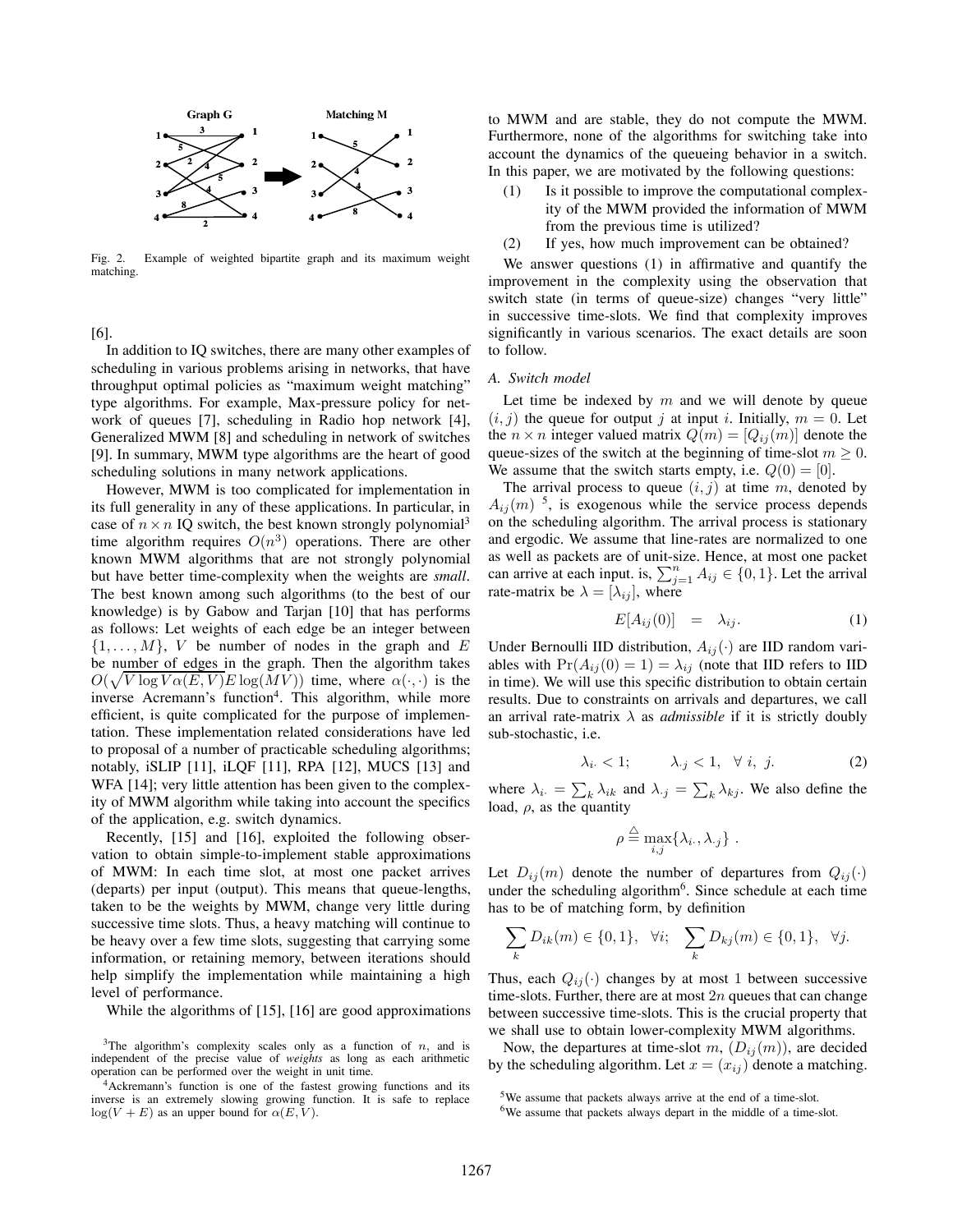Fig. 2. Example of weighted bipartite graph and its maximum weight matching.

[6].

In addition to IQ switches, there are many other examples of scheduling in various problems arising in networks, that have throughput optimal policies as "maximum weight matching" type algorithms. For example, Max-pressure policy for network of queues [7], scheduling in Radio hop network [4], Generalized MWM [8] and scheduling in network of switches [9]. In summary, MWM type algorithms are the heart of good scheduling solutions in many network applications.

However, MWM is too complicated for implementation in its full generality in any of these applications. In particular, in case of $n \times n$ IQ switch, the best known strongly polynomial[3] time algorithm requires $O(n^3)$ operations. There are other known MWM algorithms that are not strongly polynomial but have better time-complexity when the weights are *small*. The best known among such algorithms (to the best of our knowledge) is by Gabow and Tarjan [10] that has performs as follows: Let weights of each edge be an integer between $\{1, \ldots, M\}$, $V$ be number of nodes in the graph and $E$ be number of edges in the graph. Then the algorithm takes $O(\sqrt{V \log V \alpha(E,V)} E \log(MV))$ time, where $\alpha(\cdot, \cdot)$ is the inverse Acremann's function[4]. This algorithm, while more efficient, is quite complicated for the purpose of implementation. These implementation related considerations have led to proposal of a number of practicable scheduling algorithms; notably, iSLIP [11], iLQF [11], RPA [12], MUCS [13] and WFA [14]; very little attention has been given to the complexity of MWM algorithm while taking into account the specifics of the application, e.g. switch dynamics.

Recently, [15] and [16], exploited the following observation to obtain simple-to-implement stable approximations of MWM: In each time slot, at most one packet arrives (departs) per input (output). This means that queue-lengths, taken to be the weights by MWM, change very little during successive time slots. Thus, a heavy matching will continue to be heavy over a few time slots, suggesting that carrying some information, or retaining memory, between iterations should help simplify the implementation while maintaining a high level of performance.

While the algorithms of [15], [16] are good approximations to MWM and are stable, they do not compute the MWM. Furthermore, none of the algorithms for switching take into account the dynamics of the queueing behavior in a switch. In this paper, we are motivated by the following questions:

(1) Is it possible to improve the computational complexity of the MWM provided the information of MWM from the previous time is utilized?

(2) If yes, how much improvement can be obtained?

We answer questions (1) in affirmative and quantify the improvement in the complexity using the observation that switch state (in terms of queue-size) changes "very little" in successive time-slots. We find that complexity improves significantly in various scenarios. The exact details are soon to follow.

### A. Switch model

Let time be indexed by $m$ and we will denote by queue $(i, j)$ the queue for output $j$ at input $i$. Initially, $m = 0$. Let the $n \times n$ integer valued matrix $Q(m) = [Q_{ij}(m)]$ denote the queue-sizes of the switch at the beginning of time-slot $m \geq 0$. We assume that the switch starts empty, i.e. $Q(0) = [0]$.

The arrival process to queue $(i, j)$ at time $m$, denoted by $A_{ij}(m)$ [5], is exogenous while the service process depends on the scheduling algorithm. The arrival process is stationary and ergodic. We assume that line-rates are normalized to one as well as packets are of unit-size. Hence, at most one packet can arrive at each input. is, $\sum_{j=1}^{n} A_{ij} \in \{0, 1\}$. Let the arrival rate-matrix be $\lambda = [\lambda_{ij}]$, where

$$E[A_{ij}(0)] \quad = \quad \lambda_{ij}. \tag{1}$$

Under Bernoulli IID distribution, $A_{ij}(\cdot)$ are IID random variables with $\Pr(A_{ij}(0) = 1) = \lambda_{ij}$ (note that IID refers to IID in time). We will use this specific distribution to obtain certain results. Due to constraints on arrivals and departures, we call an arrival rate-matrix $\lambda$ as *admissible* if it is strictly doubly sub-stochastic, i.e.

$$\lambda_{i\cdot} < 1; \qquad \lambda_{\cdot j} < 1, \quad \forall\ i,\ j. \tag{2}$$

where $\lambda_{i\cdot} = \sum_k \lambda_{ik}$ and $\lambda_{\cdot j} = \sum_k \lambda_{kj}$. We also define the load, $\rho$, as the quantity

$$\rho \stackrel{\triangle}{=} \max_{i,j}\{\lambda_{i\cdot}, \lambda_{\cdot j}\}\ .$$

Let $D_{ij}(m)$ denote the number of departures from $Q_{ij}(\cdot)$ under the scheduling algorithm[6]. Since schedule at each time has to be of matching form, by definition

$$\sum_k D_{ik}(m) \in \{0, 1\}, \quad \forall i; \quad \sum_k D_{kj}(m) \in \{0, 1\}, \quad \forall j.$$

Thus, each $Q_{ij}(\cdot)$ changes by at most 1 between successive time-slots. Further, there are at most $2n$ queues that can change between successive time-slots. This is the crucial property that we shall use to obtain lower-complexity MWM algorithms.

Now, the departures at time-slot $m$, $(D_{ij}(m))$, are decided by the scheduling algorithm. Let $x = (x_{ij})$ denote a matching.

[3]The algorithm's complexity scales only as a function of $n$, and is independent of the precise value of *weights* as long as each arithmetic operation can be performed over the weight in unit time.

[4]Ackremann's function is one of the fastest growing functions and its inverse is an extremely slowing growing function. It is safe to replace $\log(V + E)$ as an upper bound for $\alpha(E, V)$.

[5]We assume that packets always arrive at the end of a time-slot.

[6]We assume that packets always depart in the middle of a time-slot.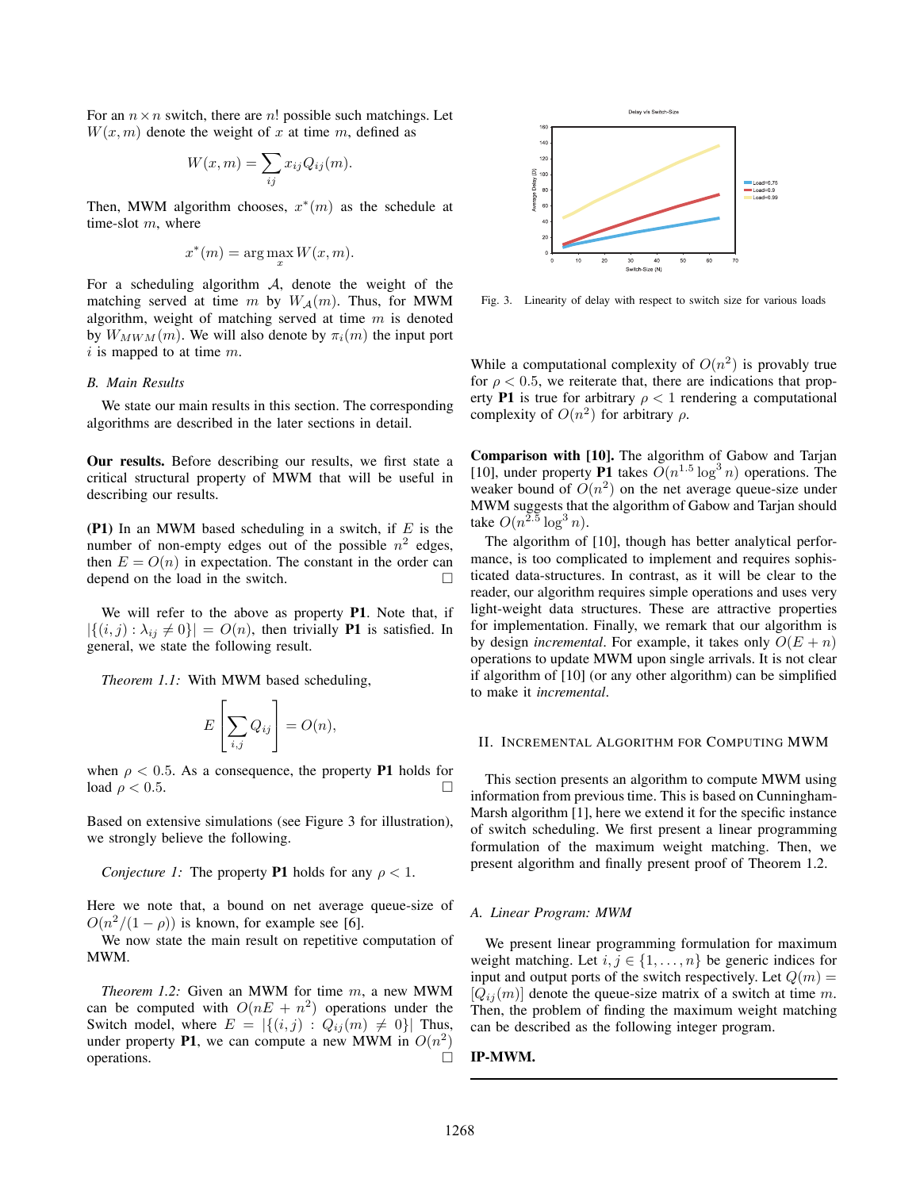For an $n \times n$ switch, there are $n!$ possible such matchings. Let $W(x, m)$ denote the weight of $x$ at time $m$, defined as

$$W(x, m) = \sum_{ij} x_{ij} Q_{ij}(m).$$

Then, MWM algorithm chooses, $x^*(m)$ as the schedule at time-slot $m$, where

$$x^*(m) = \arg\max_x W(x, m).$$

For a scheduling algorithm $\mathcal{A}$, denote the weight of the matching served at time $m$ by $W_{\mathcal{A}}(m)$. Thus, for MWM algorithm, weight of matching served at time $m$ is denoted by $W_{MWM}(m)$. We will also denote by $\pi_i(m)$ the input port $i$ is mapped to at time $m$.

### B. Main Results

We state our main results in this section. The corresponding algorithms are described in the later sections in detail.

**Our results.** Before describing our results, we first state a critical structural property of MWM that will be useful in describing our results.

**(P1)** In an MWM based scheduling in a switch, if $E$ is the number of non-empty edges out of the possible $n^2$ edges, then $E = O(n)$ in expectation. The constant in the order can depend on the load in the switch. □

We will refer to the above as property **P1**. Note that, if $|\{(i, j) : \lambda_{ij} \neq 0\}| = O(n)$, then trivially **P1** is satisfied. In general, we state the following result.

*Theorem 1.1:* With MWM based scheduling,

$$E\left[\sum_{i,j} Q_{ij}\right] = O(n),$$

when $\rho < 0.5$. As a consequence, the property **P1** holds for load $\rho < 0.5$. □

Based on extensive simulations (see Figure 3 for illustration), we strongly believe the following.

*Conjecture 1:* The property **P1** holds for any $\rho < 1$.

Here we note that, a bound on net average queue-size of $O(n^2/(1 - \rho))$ is known, for example see [6].

We now state the main result on repetitive computation of MWM.

*Theorem 1.2:* Given an MWM for time $m$, a new MWM can be computed with $O(nE + n^2)$ operations under the Switch model, where $E = |\{(i, j) : Q_{ij}(m) \neq 0\}|$ Thus, under property **P1**, we can compute a new MWM in $O(n^2)$ operations. □

Fig. 3. Linearity of delay with respect to switch size for various loads

While a computational complexity of $O(n^2)$ is provably true for $\rho < 0.5$, we reiterate that, there are indications that property **P1** is true for arbitrary $\rho < 1$ rendering a computational complexity of $O(n^2)$ for arbitrary $\rho$.

**Comparison with [10].** The algorithm of Gabow and Tarjan [10], under property **P1** takes $O(n^{1.5} \log^3 n)$ operations. The weaker bound of $O(n^2)$ on the net average queue-size under MWM suggests that the algorithm of Gabow and Tarjan should take $O(n^{2.5} \log^3 n)$.

The algorithm of [10], though has better analytical performance, is too complicated to implement and requires sophisticated data-structures. In contrast, as it will be clear to the reader, our algorithm requires simple operations and uses very light-weight data structures. These are attractive properties for implementation. Finally, we remark that our algorithm is by design *incremental*. For example, it takes only $O(E + n)$ operations to update MWM upon single arrivals. It is not clear if algorithm of [10] (or any other algorithm) can be simplified to make it *incremental*.

## II. Incremental Algorithm for Computing MWM

This section presents an algorithm to compute MWM using information from previous time. This is based on Cunningham-Marsh algorithm [1], here we extend it for the specific instance of switch scheduling. We first present a linear programming formulation of the maximum weight matching. Then, we present algorithm and finally present proof of Theorem 1.2.

### A. Linear Program: MWM

We present linear programming formulation for maximum weight matching. Let $i, j \in \{1, \ldots, n\}$ be generic indices for input and output ports of the switch respectively. Let $Q(m) = [Q_{ij}(m)]$ denote the queue-size matrix of a switch at time $m$. Then, the problem of finding the maximum weight matching can be described as the following integer program.

**IP-MWM.**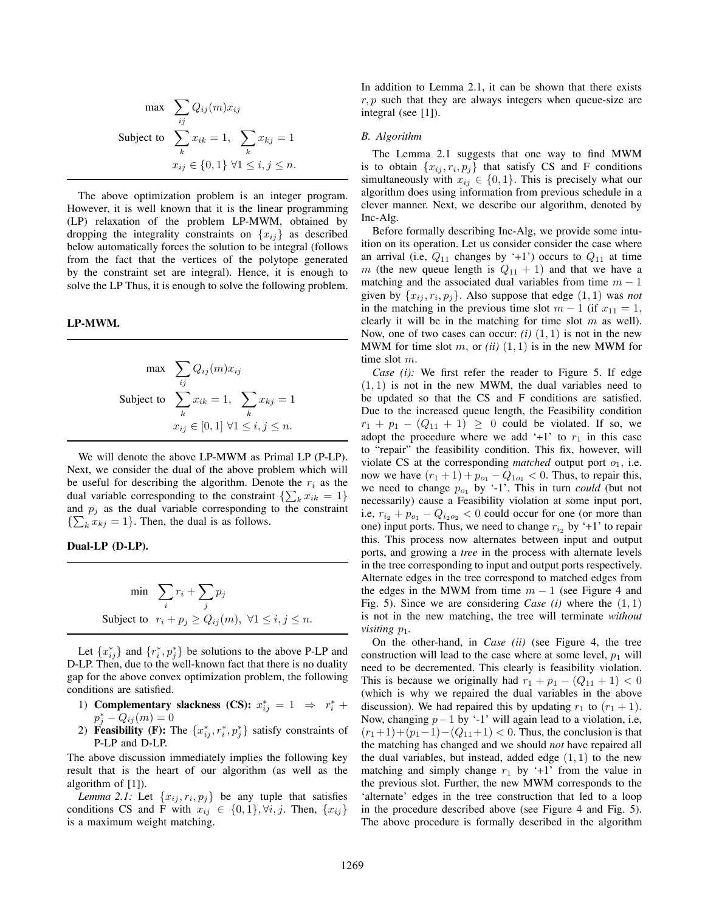$$
\begin{aligned}
\max \quad & \sum_{ij} Q_{ij}(m) x_{ij} \\
\text{Subject to} \quad & \sum_k x_{ik} = 1, \;\; \sum_k x_{kj} = 1 \\
& x_{ij} \in \{0,1\} \; \forall 1 \leq i,j \leq n.
\end{aligned}
$$

The above optimization problem is an integer program. However, it is well known that it is the linear programming (LP) relaxation of the problem LP-MWM, obtained by dropping the integrality constraints on $\{x_{ij}\}$ as described below automatically forces the solution to be integral (follows from the fact that the vertices of the polytope generated by the constraint set are integral). Hence, it is enough to solve the LP Thus, it is enough to solve the following problem.

**LP-MWM.**

$$
\begin{aligned}
\max \quad & \sum_{ij} Q_{ij}(m) x_{ij} \\
\text{Subject to} \quad & \sum_k x_{ik} = 1, \;\; \sum_k x_{kj} = 1 \\
& x_{ij} \in [0,1] \; \forall 1 \leq i,j \leq n.
\end{aligned}
$$

We will denote the above LP-MWM as Primal LP (P-LP). Next, we consider the dual of the above problem which will be useful for describing the algorithm. Denote the $r_i$ as the dual variable corresponding to the constraint $\{\sum_k x_{ik} = 1\}$ and $p_j$ as the dual variable corresponding to the constraint $\{\sum_k x_{kj} = 1\}$. Then, the dual is as follows.

**Dual-LP (D-LP).**

$$
\begin{aligned}
\min \quad & \sum_i r_i + \sum_j p_j \\
\text{Subject to} \quad & r_i + p_j \geq Q_{ij}(m), \; \forall 1 \leq i,j \leq n.
\end{aligned}
$$

Let $\{x^*_{ij}\}$ and $\{r^*_i, p^*_j\}$ be solutions to the above P-LP and D-LP. Then, due to the well-known fact that there is no duality gap for the above convex optimization problem, the following conditions are satisfied.

1) **Complementary slackness (CS):** $x^*_{ij} = 1 \;\Rightarrow\; r^*_i + p^*_j - Q_{ij}(m) = 0$
2) **Feasibility (F):** The $\{x^*_{ij}, r^*_i, p^*_j\}$ satisfy constraints of P-LP and D-LP.

The above discussion immediately implies the following key result that is the heart of our algorithm (as well as the algorithm of [1]).

*Lemma 2.1:* Let $\{x_{ij}, r_i, p_j\}$ be any tuple that satisfies conditions CS and F with $x_{ij} \in \{0,1\}, \forall i,j$. Then, $\{x_{ij}\}$ is a maximum weight matching.

In addition to Lemma 2.1, it can be shown that there exists $r, p$ such that they are always integers when queue-size are integral (see [1]).

### B. Algorithm

The Lemma 2.1 suggests that one way to find MWM is to obtain $\{x_{ij}, r_i, p_j\}$ that satisfy CS and F conditions simultaneously with $x_{ij} \in \{0,1\}$. This is precisely what our algorithm does using information from previous schedule in a clever manner. Next, we describe our algorithm, denoted by Inc-Alg.

Before formally describing Inc-Alg, we provide some intuition on its operation. Let us consider consider the case where an arrival (i.e, $Q_{11}$ changes by '+1') occurs to $Q_{11}$ at time $m$ (the new queue length is $Q_{11}+1$) and that we have a matching and the associated dual variables from time $m-1$ given by $\{x_{ij}, r_i, p_j\}$. Also suppose that edge $(1,1)$ was *not* in the matching in the previous time slot $m-1$ (if $x_{11} = 1$, clearly it will be in the matching for time slot $m$ as well). Now, one of two cases can occur: *(i)* $(1,1)$ is not in the new MWM for time slot $m$, or *(ii)* $(1,1)$ is in the new MWM for time slot $m$.

*Case (i):* We first refer the reader to Figure 5. If edge $(1,1)$ is not in the new MWM, the dual variables need to be updated so that the CS and F conditions are satisfied. Due to the increased queue length, the Feasibility condition $r_1 + p_1 - (Q_{11}+1) \geq 0$ could be violated. If so, we adopt the procedure where we add '+1' to $r_1$ in this case to "repair" the feasibility condition. This fix, however, will violate CS at the corresponding *matched* output port $o_1$, i.e. now we have $(r_1+1) + p_{o_1} - Q_{1o_1} < 0$. Thus, to repair this, we need to change $p_{o_1}$ by '-1'. This in turn *could* (but not necessarily) cause a Feasibility violation at some input port, i.e, $r_{i_2} + p_{o_1} - Q_{i_2 o_2} < 0$ could occur for one (or more than one) input ports. Thus, we need to change $r_{i_2}$ by '+1' to repair this. This process now alternates between input and output ports, and growing a *tree* in the process with alternate levels in the tree corresponding to input and output ports respectively. Alternate edges in the tree correspond to matched edges from the edges in the MWM from time $m-1$ (see Figure 4 and Fig. 5). Since we are considering *Case (i)* where the $(1,1)$ is not in the new matching, the tree will terminate *without visiting* $p_1$.

On the other-hand, in *Case (ii)* (see Figure 4, the tree construction will lead to the case where at some level, $p_1$ will need to be decremented. This clearly is feasibility violation. This is because we originally had $r_1 + p_1 - (Q_{11}+1) < 0$ (which is why we repaired the dual variables in the above discussion). We had repaired this by updating $r_1$ to $(r_1+1)$. Now, changing $p-1$ by '-1' will again lead to a violation, i.e, $(r_1+1)+(p_1-1)-(Q_{11}+1) < 0$. Thus, the conclusion is that the matching has changed and we should *not* have repaired all the dual variables, but instead, added edge $(1,1)$ to the new matching and simply change $r_1$ by '+1' from the value in the previous slot. Further, the new MWM corresponds to the 'alternate' edges in the tree construction that led to a loop in the procedure described above (see Figure 4 and Fig. 5). The above procedure is formally described in the algorithm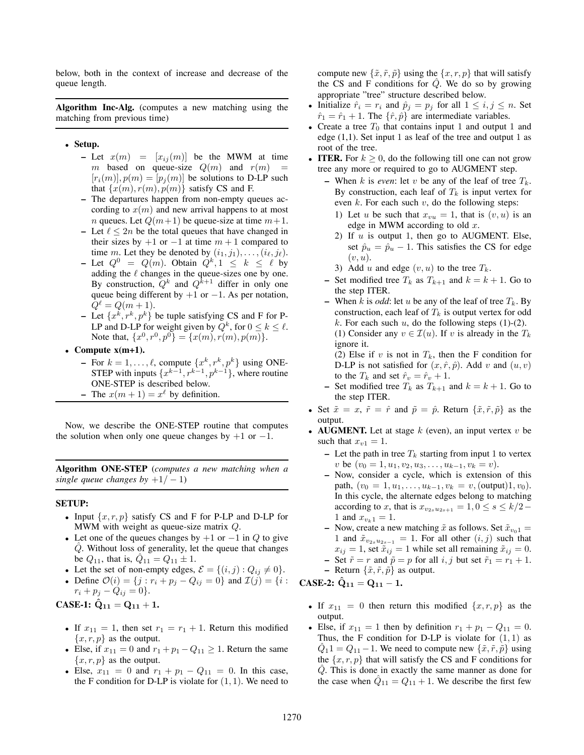below, both in the context of increase and decrease of the queue length.

---

**Algorithm Inc-Alg.** (computes a new matching using the matching from previous time)

---

- **Setup.**
  - Let $x(m) = [x_{ij}(m)]$ be the MWM at time $m$ based on queue-size $Q(m)$ and $r(m) = [r_i(m)], p(m) = [p_j(m)]$ be solutions to D-LP such that $\{x(m), r(m), p(m)\}$ satisfy CS and F.
  - The departures happen from non-empty queues according to $x(m)$ and new arrival happens to at most $n$ queues. Let $Q(m+1)$ be queue-size at time $m+1$.
  - Let $\ell \leq 2n$ be the total queues that have changed in their sizes by $+1$ or $-1$ at time $m+1$ compared to time $m$. Let they be denoted by $(i_1, j_1), \ldots, (i_\ell, j_\ell)$.
  - Let $Q^0 = Q(m)$. Obtain $Q^k, 1 \leq k \leq \ell$ by adding the $\ell$ changes in the queue-sizes one by one. By construction, $Q^k$ and $Q^{k+1}$ differ in only one queue being different by $+1$ or $-1$. As per notation, $Q^\ell = Q(m+1)$.
  - Let $\{x^k, r^k, p^k\}$ be tuple satisfying CS and F for P-LP and D-LP for weight given by $Q^k$, for $0 \leq k \leq \ell$. Note that, $\{x^0, r^0, p^0\} = \{x(m), r(m), p(m)\}$.
- **Compute x(m+1).**
  - For $k = 1, \ldots, \ell$, compute $\{x^k, r^k, p^k\}$ using ONE-STEP with inputs $\{x^{k-1}, r^{k-1}, p^{k-1}\}$, where routine ONE-STEP is described below.
  - The $x(m+1) = x^\ell$ by definition.

---

Now, we describe the ONE-STEP routine that computes the solution when only one queue changes by $+1$ or $-1$.

---

**Algorithm ONE-STEP** (*computes a new matching when a single queue changes by* $+1/-1$)

---

**SETUP:**

- Input $\{x, r, p\}$ satisfy CS and F for P-LP and D-LP for MWM with weight as queue-size matrix $Q$.
- Let one of the queues changes by $+1$ or $-1$ in $Q$ to give $\hat{Q}$. Without loss of generality, let the queue that changes be $Q_{11}$, that is, $\hat{Q}_{11} = Q_{11} \pm 1$.
- Let the set of non-empty edges, $\mathcal{E} = \{(i,j) : Q_{ij} \neq 0\}$.
- Define $\mathcal{O}(i) = \{j : r_i + p_j - Q_{ij} = 0\}$ and $\mathcal{I}(j) = \{i : r_i + p_j - Q_{ij} = 0\}$.

**CASE-1: $\mathbf{\hat{Q}_{11} = Q_{11} + 1}$.**

- If $x_{11} = 1$, then set $r_1 = r_1 + 1$. Return this modified $\{x, r, p\}$ as the output.
- Else, if $x_{11} = 0$ and $r_1 + p_1 - Q_{11} \geq 1$. Return the same $\{x, r, p\}$ as the output.
- Else, $x_{11} = 0$ and $r_1 + p_1 - Q_{11} = 0$. In this case, the F condition for D-LP is violate for $(1,1)$. We need to compute new $\{\tilde{x}, \tilde{r}, \tilde{p}\}$ using the $\{x, r, p\}$ that will satisfy the CS and F conditions for $\hat{Q}$. We do so by growing appropriate "tree" structure described below.
- Initialize $\hat{r}_i = r_i$ and $\hat{p}_j = p_j$ for all $1 \leq i, j \leq n$. Set $\hat{r}_1 = \hat{r}_1 + 1$. The $\{\hat{r}, \hat{p}\}$ are intermediate variables.
- Create a tree $T_0$ that contains input 1 and output 1 and edge (1,1). Set input 1 as leaf of the tree and output 1 as root of the tree.
- **ITER.** For $k \geq 0$, do the following till one can not grow tree any more or required to go to AUGMENT step.
  - When $k$ is *even*: let $v$ be any of the leaf of tree $T_k$. By construction, each leaf of $T_k$ is input vertex for even $k$. For each such $v$, do the following steps:
    1) Let $u$ be such that $x_{vu} = 1$, that is $(v, u)$ is an edge in MWM according to old $x$.
    2) If $u$ is output 1, then go to AUGMENT. Else, set $\hat{p}_u = \hat{p}_u - 1$. This satisfies the CS for edge $(v, u)$.
    3) Add $u$ and edge $(v, u)$ to the tree $T_k$.
  - Set modified tree $T_k$ as $T_{k+1}$ and $k = k+1$. Go to the step ITER.
  - When $k$ is *odd*: let $u$ be any of the leaf of tree $T_k$. By construction, each leaf of $T_k$ is output vertex for odd $k$. For each such $u$, do the following steps (1)-(2).
    (1) Consider any $v \in \mathcal{I}(u)$. If $v$ is already in the $T_k$ ignore it.
    (2) Else if $v$ is not in $T_k$, then the F condition for D-LP is not satisfied for $(x, \hat{r}, \hat{p})$. Add $v$ and $(u, v)$ to the $T_k$ and set $\hat{r}_v = \hat{r}_v + 1$.
  - Set modified tree $T_k$ as $T_{k+1}$ and $k = k+1$. Go to the step ITER.
- Set $\tilde{x} = x$, $\tilde{r} = \hat{r}$ and $\tilde{p} = \hat{p}$. Return $\{\tilde{x}, \tilde{r}, \tilde{p}\}$ as the output.
- **AUGMENT.** Let at stage $k$ (even), an input vertex $v$ be such that $x_{v1} = 1$.
  - Let the path in tree $T_k$ starting from input 1 to vertex $v$ be $(v_0 = 1, u_1, v_2, u_3, \ldots, u_{k-1}, v_k = v)$.
  - Now, consider a cycle, which is extension of this path, $(v_0 = 1, u_1, \ldots, u_{k-1}, v_k = v, (\text{output})1, v_0)$. In this cycle, the alternate edges belong to matching according to $x$, that is $x_{v_{2s}u_{2s+1}} = 1, 0 \leq s \leq k/2 - 1$ and $x_{v_k 1} = 1$.
  - Now, create a new matching $\tilde{x}$ as follows. Set $\tilde{x}_{v_0 1} = 1$ and $\tilde{x}_{v_{2s}u_{2s-1}} = 1$. For all other $(i, j)$ such that $x_{ij} = 1$, set $\tilde{x}_{ij} = 1$ while set all remaining $\tilde{x}_{ij} = 0$.
  - Set $\tilde{r} = r$ and $\tilde{p} = p$ for all $i, j$ but set $\tilde{r}_1 = r_1 + 1$.
  - Return $\{\tilde{x}, \tilde{r}, \tilde{p}\}$ as output.

**CASE-2: $\mathbf{\hat{Q}_{11} = Q_{11} - 1}$.**

- If $x_{11} = 0$ then return this modified $\{x, r, p\}$ as the output.
- Else, if $x_{11} = 1$ then by definition $r_1 + p_1 - Q_{11} = 0$. Thus, the F condition for D-LP is violate for $(1,1)$ as $\hat{Q}_1 1 = Q_{11} - 1$. We need to compute new $\{\tilde{x}, \tilde{r}, \tilde{p}\}$ using the $\{x, r, p\}$ that will satisfy the CS and F conditions for $\hat{Q}$. This is done in exactly the same manner as done for the case when $\hat{Q}_{11} = Q_{11} + 1$. We describe the first few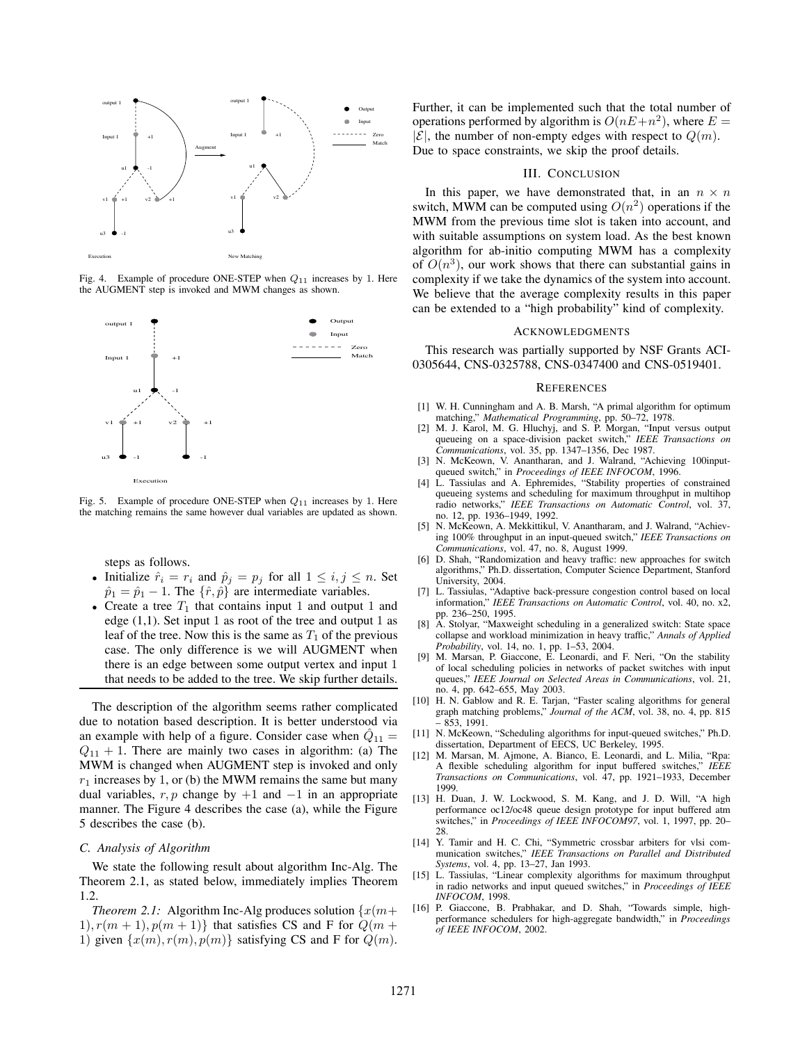output 1

Input 1

u1

v1

v2

u3

+1

-1

+1

+1

-1

Augment

Execution

output 1

Input 1

+1

u1

v1

v2

u3

New Matching

Output

Input

Zero

Match

Fig. 4. Example of procedure ONE-STEP when $Q_{11}$ increases by 1. Here the AUGMENT step is invoked and MWM changes as shown.

output 1

Input 1

+1

u1

-1

v1

+1

v2

+1

u3

-1

-1

Execution

Output

Input

Zero

Match

Fig. 5. Example of procedure ONE-STEP when $Q_{11}$ increases by 1. Here the matching remains the same however dual variables are updated as shown.

steps as follows.

- Initialize $\hat{r}_i = r_i$ and $\hat{p}_j = p_j$ for all $1 \leq i, j \leq n$. Set $\hat{p}_1 = \hat{p}_1 - 1$. The $\{\hat{r}, \hat{p}\}$ are intermediate variables.
- Create a tree $T_1$ that contains input 1 and output 1 and edge (1,1). Set input 1 as root of the tree and output 1 as leaf of the tree. Now this is the same as $T_1$ of the previous case. The only difference is we will AUGMENT when there is an edge between some output vertex and input 1 that needs to be added to the tree. We skip further details.

The description of the algorithm seems rather complicated due to notation based description. It is better understood via an example with help of a figure. Consider case when $\hat{Q}_{11} = Q_{11} + 1$. There are mainly two cases in algorithm: (a) The MWM is changed when AUGMENT step is invoked and only $r_1$ increases by 1, or (b) the MWM remains the same but many dual variables, $r, p$ change by $+1$ and $-1$ in an appropriate manner. The Figure 4 describes the case (a), while the Figure 5 describes the case (b).

### C. Analysis of Algorithm

We state the following result about algorithm Inc-Alg. The Theorem 2.1, as stated below, immediately implies Theorem 1.2.

*Theorem 2.1:* Algorithm Inc-Alg produces solution $\{x(m+1), r(m+1), p(m+1)\}$ that satisfies CS and F for $Q(m+1)$ given $\{x(m), r(m), p(m)\}$ satisfying CS and F for $Q(m)$. Further, it can be implemented such that the total number of operations performed by algorithm is $O(nE+n^2)$, where $E = |\mathcal{E}|$, the number of non-empty edges with respect to $Q(m)$. Due to space constraints, we skip the proof details.

## III. Conclusion

In this paper, we have demonstrated that, in an $n \times n$ switch, MWM can be computed using $O(n^2)$ operations if the MWM from the previous time slot is taken into account, and with suitable assumptions on system load. As the best known algorithm for ab-initio computing MWM has a complexity of $O(n^3)$, our work shows that there can substantial gains in complexity if we take the dynamics of the system into account. We believe that the average complexity results in this paper can be extended to a "high probability" kind of complexity.

## Acknowledgments

This research was partially supported by NSF Grants ACI-0305644, CNS-0325788, CNS-0347400 and CNS-0519401.

## References

[1] W. H. Cunningham and A. B. Marsh, "A primal algorithm for optimum matching," *Mathematical Programming*, pp. 50–72, 1978.

[2] M. J. Karol, M. G. Hluchyj, and S. P. Morgan, "Input versus output queueing on a space-division packet switch," *IEEE Transactions on Communications*, vol. 35, pp. 1347–1356, Dec 1987.

[3] N. McKeown, V. Anantharan, and J. Walrand, "Achieving 100input-queued switch," in *Proceedings of IEEE INFOCOM*, 1996.

[4] L. Tassiulas and A. Ephremides, "Stability properties of constrained queueing systems and scheduling for maximum throughput in multihop radio networks," *IEEE Transactions on Automatic Control*, vol. 37, no. 12, pp. 1936–1949, 1992.

[5] N. McKeown, A. Mekkittikul, V. Anantharam, and J. Walrand, "Achieving 100% throughput in an input-queued switch," *IEEE Transactions on Communications*, vol. 47, no. 8, August 1999.

[6] D. Shah, "Randomization and heavy traffic: new approaches for switch algorithms," Ph.D. dissertation, Computer Science Department, Stanford University, 2004.

[7] L. Tassiulas, "Adaptive back-pressure congestion control based on local information," *IEEE Transactions on Automatic Control*, vol. 40, no. x2, pp. 236–250, 1995.

[8] A. Stolyar, "Maxweight scheduling in a generalized switch: State space collapse and workload minimization in heavy traffic," *Annals of Applied Probability*, vol. 14, no. 1, pp. 1–53, 2004.

[9] M. Marsan, P. Giaccone, E. Leonardi, and F. Neri, "On the stability of local scheduling policies in networks of packet switches with input queues," *IEEE Journal on Selected Areas in Communications*, vol. 21, no. 4, pp. 642–655, May 2003.

[10] H. N. Gablow and R. E. Tarjan, "Faster scaling algorithms for general graph matching problems," *Journal of the ACM*, vol. 38, no. 4, pp. 815 – 853, 1991.

[11] N. McKeown, "Scheduling algorithms for input-queued switches," Ph.D. dissertation, Department of EECS, UC Berkeley, 1995.

[12] M. Marsan, M. Ajmone, A. Bianco, E. Leonardi, and L. Milia, "Rpa: A flexible scheduling algorithm for input buffered switches," *IEEE Transactions on Communications*, vol. 47, pp. 1921–1933, December 1999.

[13] H. Duan, J. W. Lockwood, S. M. Kang, and J. D. Will, "A high performance oc12/oc48 queue design prototype for input buffered atm switches," in *Proceedings of IEEE INFOCOM97*, vol. 1, 1997, pp. 20–28.

[14] Y. Tamir and H. C. Chi, "Symmetric crossbar arbiters for vlsi communication switches," *IEEE Transactions on Parallel and Distributed Systems*, vol. 4, pp. 13–27, Jan 1993.

[15] L. Tassiulas, "Linear complexity algorithms for maximum throughput in radio networks and input queued switches," in *Proceedings of IEEE INFOCOM*, 1998.

[16] P. Giaccone, B. Prabhakar, and D. Shah, "Towards simple, high-performance schedulers for high-aggregate bandwidth," in *Proceedings of IEEE INFOCOM*, 2002.